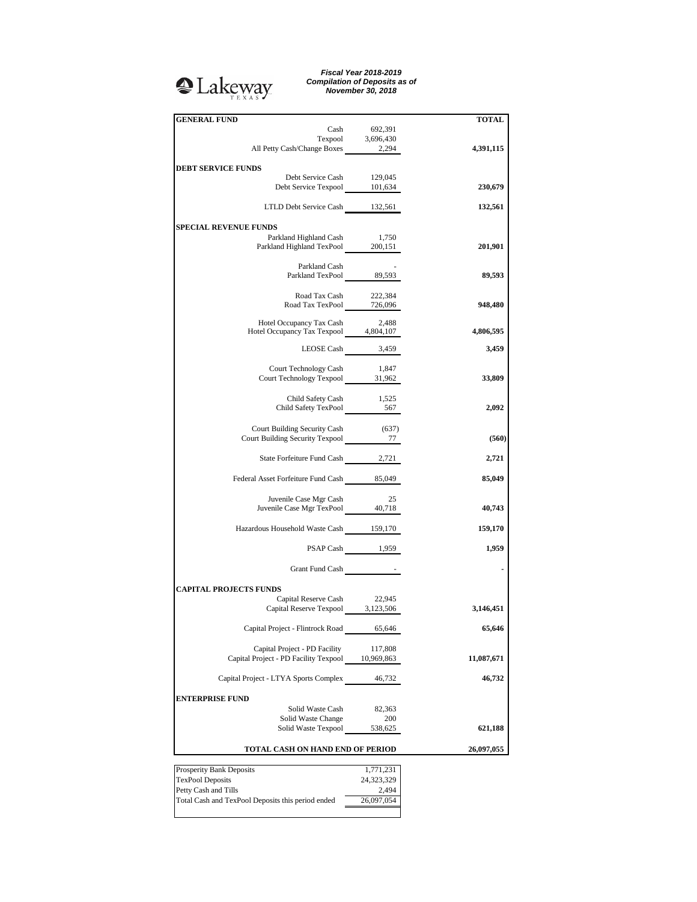Lakeway TEXAS

***Fiscal Year 2018-2019***
***Compilation of Deposits as of***
***November 30, 2018***

| **GENERAL FUND** | | **TOTAL** |
|---|---|---|
| Cash | 692,391 | |
| Texpool | 3,696,430 | |
| All Petty Cash/Change Boxes | 2,294 | **4,391,115** |
| **DEBT SERVICE FUNDS** | | |
| Debt Service Cash | 129,045 | |
| Debt Service Texpool | 101,634 | **230,679** |
| LTLD Debt Service Cash | 132,561 | **132,561** |
| **SPECIAL REVENUE FUNDS** | | |
| Parkland Highland Cash | 1,750 | |
| Parkland Highland TexPool | 200,151 | **201,901** |
| Parkland Cash | - | |
| Parkland TexPool | 89,593 | **89,593** |
| Road Tax Cash | 222,384 | |
| Road Tax TexPool | 726,096 | **948,480** |
| Hotel Occupancy Tax Cash | 2,488 | |
| Hotel Occupancy Tax Texpool | 4,804,107 | **4,806,595** |
| LEOSE Cash | 3,459 | **3,459** |
| Court Technology Cash | 1,847 | |
| Court Technology Texpool | 31,962 | **33,809** |
| Child Safety Cash | 1,525 | |
| Child Safety TexPool | 567 | **2,092** |
| Court Building Security Cash | (637) | |
| Court Building Security Texpool | 77 | **(560)** |
| State Forfeiture Fund Cash | 2,721 | **2,721** |
| Federal Asset Forfeiture Fund Cash | 85,049 | **85,049** |
| Juvenile Case Mgr Cash | 25 | |
| Juvenile Case Mgr TexPool | 40,718 | **40,743** |
| Hazardous Household Waste Cash | 159,170 | **159,170** |
| PSAP Cash | 1,959 | **1,959** |
| Grant Fund Cash | - | **-** |
| **CAPITAL PROJECTS FUNDS** | | |
| Capital Reserve Cash | 22,945 | |
| Capital Reserve Texpool | 3,123,506 | **3,146,451** |
| Capital Project - Flintrock Road | 65,646 | **65,646** |
| Capital Project - PD Facility | 117,808 | |
| Capital Project - PD Facility Texpool | 10,969,863 | **11,087,671** |
| Capital Project - LTYA Sports Complex | 46,732 | **46,732** |
| **ENTERPRISE FUND** | | |
| Solid Waste Cash | 82,363 | |
| Solid Waste Change | 200 | |
| Solid Waste Texpool | 538,625 | **621,188** |
| **TOTAL CASH ON HAND END OF PERIOD** | | **26,097,055** |

| | |
|---|---|
| Prosperity Bank Deposits | 1,771,231 |
| TexPool Deposits | 24,323,329 |
| Petty Cash and Tills | 2,494 |
| Total Cash and TexPool Deposits this period ended | 26,097,054 |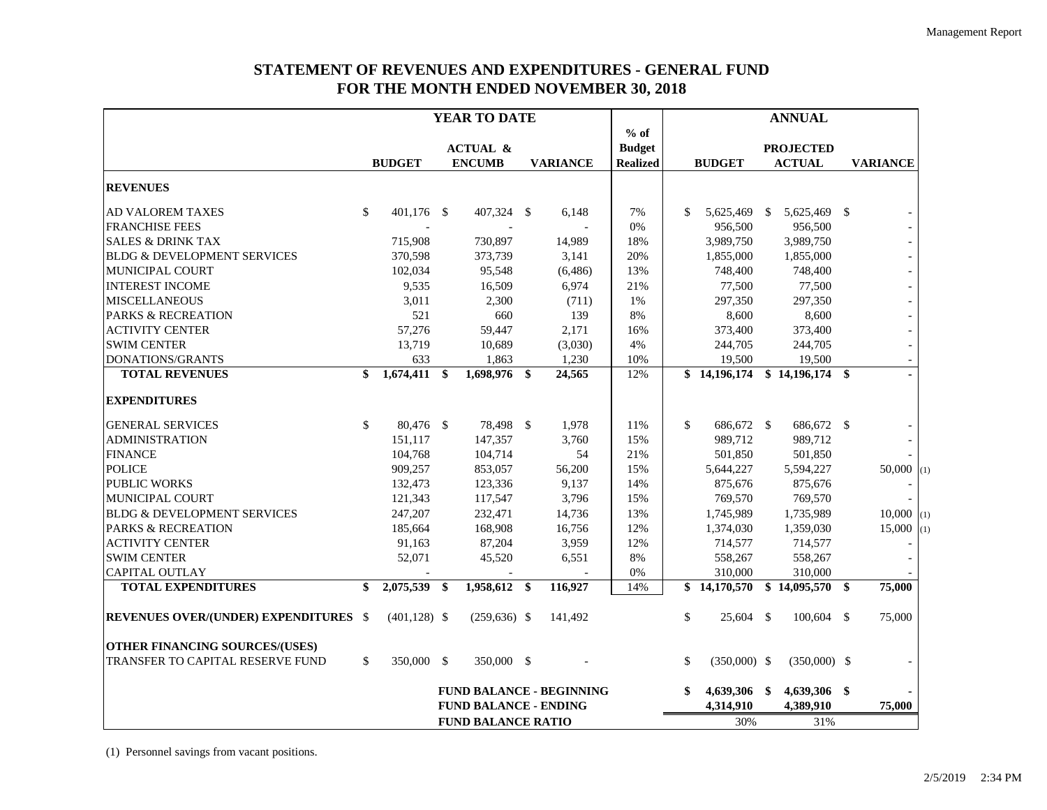# STATEMENT OF REVENUES AND EXPENDITURES - GENERAL FUND
## FOR THE MONTH ENDED NOVEMBER 30, 2018

| | YEAR TO DATE | | | % of | ANNUAL | | |
|---|---|---|---|---|---|---|---|
| | BUDGET | ACTUAL & ENCUMB | VARIANCE | Budget Realized | BUDGET | PROJECTED ACTUAL | VARIANCE |
| **REVENUES** | | | | | | | |
| AD VALOREM TAXES | $ 401,176 | $ 407,324 | $ 6,148 | 7% | $ 5,625,469 | $ 5,625,469 | $ - |
| FRANCHISE FEES | - | - | - | 0% | 956,500 | 956,500 | - |
| SALES & DRINK TAX | 715,908 | 730,897 | 14,989 | 18% | 3,989,750 | 3,989,750 | - |
| BLDG & DEVELOPMENT SERVICES | 370,598 | 373,739 | 3,141 | 20% | 1,855,000 | 1,855,000 | - |
| MUNICIPAL COURT | 102,034 | 95,548 | (6,486) | 13% | 748,400 | 748,400 | - |
| INTEREST INCOME | 9,535 | 16,509 | 6,974 | 21% | 77,500 | 77,500 | - |
| MISCELLANEOUS | 3,011 | 2,300 | (711) | 1% | 297,350 | 297,350 | - |
| PARKS & RECREATION | 521 | 660 | 139 | 8% | 8,600 | 8,600 | - |
| ACTIVITY CENTER | 57,276 | 59,447 | 2,171 | 16% | 373,400 | 373,400 | - |
| SWIM CENTER | 13,719 | 10,689 | (3,030) | 4% | 244,705 | 244,705 | - |
| DONATIONS/GRANTS | 633 | 1,863 | 1,230 | 10% | 19,500 | 19,500 | - |
| **TOTAL REVENUES** | **$ 1,674,411** | **$ 1,698,976** | **$ 24,565** | 12% | **$ 14,196,174** | **$ 14,196,174** | **$ -** |
| **EXPENDITURES** | | | | | | | |
| GENERAL SERVICES | $ 80,476 | $ 78,498 | $ 1,978 | 11% | $ 686,672 | $ 686,672 | $ - |
| ADMINISTRATION | 151,117 | 147,357 | 3,760 | 15% | 989,712 | 989,712 | - |
| FINANCE | 104,768 | 104,714 | 54 | 21% | 501,850 | 501,850 | - |
| POLICE | 909,257 | 853,057 | 56,200 | 15% | 5,644,227 | 5,594,227 | 50,000 (1) |
| PUBLIC WORKS | 132,473 | 123,336 | 9,137 | 14% | 875,676 | 875,676 | - |
| MUNICIPAL COURT | 121,343 | 117,547 | 3,796 | 15% | 769,570 | 769,570 | - |
| BLDG & DEVELOPMENT SERVICES | 247,207 | 232,471 | 14,736 | 13% | 1,745,989 | 1,735,989 | 10,000 (1) |
| PARKS & RECREATION | 185,664 | 168,908 | 16,756 | 12% | 1,374,030 | 1,359,030 | 15,000 (1) |
| ACTIVITY CENTER | 91,163 | 87,204 | 3,959 | 12% | 714,577 | 714,577 | - |
| SWIM CENTER | 52,071 | 45,520 | 6,551 | 8% | 558,267 | 558,267 | - |
| CAPITAL OUTLAY | - | - | - | 0% | 310,000 | 310,000 | - |
| **TOTAL EXPENDITURES** | **$ 2,075,539** | **$ 1,958,612** | **$ 116,927** | 14% | **$ 14,170,570** | **$ 14,095,570** | **$ 75,000** |
| **REVENUES OVER/(UNDER) EXPENDITURES** | $ (401,128) | $ (259,636) | $ 141,492 | | $ 25,604 | $ 100,604 | $ 75,000 |
| **OTHER FINANCING SOURCES/(USES)** | | | | | | | |
| TRANSFER TO CAPITAL RESERVE FUND | $ 350,000 | $ 350,000 | $ - | | $ (350,000) | $ (350,000) | $ - |
| | | **FUND BALANCE - BEGINNING** | | | **$ 4,639,306** | **$ 4,639,306** | **$ -** |
| | | **FUND BALANCE - ENDING** | | | **4,314,910** | **4,389,910** | **75,000** |
| | | **FUND BALANCE RATIO** | | | 30% | 31% | |

(1) Personnel savings from vacant positions.